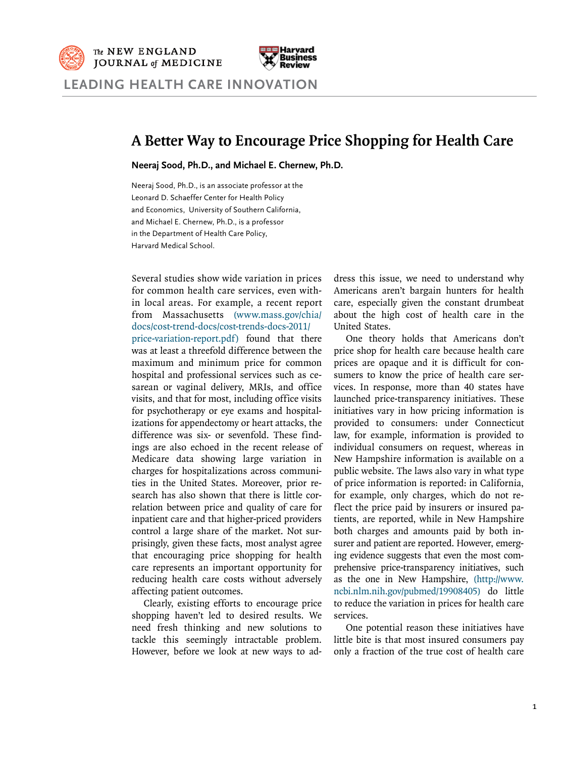The NEW ENGLAND JOURNAL of MEDICINE

Harvard Business Review

LEADING HEALTH CARE INNOVATION

# A Better Way to Encourage Price Shopping for Health Care

**Neeraj Sood, Ph.D., and Michael E. Chernew, Ph.D.**

Neeraj Sood, Ph.D., is an associate professor at the Leonard D. Schaeffer Center for Health Policy and Economics, University of Southern California, and Michael E. Chernew, Ph.D., is a professor in the Department of Health Care Policy, Harvard Medical School.

Several studies show wide variation in prices for common health care services, even within local areas. For example, a recent report from Massachusetts (www.mass.gov/chia/docs/cost-trend-docs/cost-trends-docs-2011/price-variation-report.pdf) found that there was at least a threefold difference between the maximum and minimum price for common hospital and professional services such as cesarean or vaginal delivery, MRIs, and office visits, and that for most, including office visits for psychotherapy or eye exams and hospitalizations for appendectomy or heart attacks, the difference was six- or sevenfold. These findings are also echoed in the recent release of Medicare data showing large variation in charges for hospitalizations across communities in the United States. Moreover, prior research has also shown that there is little correlation between price and quality of care for inpatient care and that higher-priced providers control a large share of the market. Not surprisingly, given these facts, most analyst agree that encouraging price shopping for health care represents an important opportunity for reducing health care costs without adversely affecting patient outcomes.

Clearly, existing efforts to encourage price shopping haven't led to desired results. We need fresh thinking and new solutions to tackle this seemingly intractable problem. However, before we look at new ways to address this issue, we need to understand why Americans aren't bargain hunters for health care, especially given the constant drumbeat about the high cost of health care in the United States.

One theory holds that Americans don't price shop for health care because health care prices are opaque and it is difficult for consumers to know the price of health care services. In response, more than 40 states have launched price-transparency initiatives. These initiatives vary in how pricing information is provided to consumers: under Connecticut law, for example, information is provided to individual consumers on request, whereas in New Hampshire information is available on a public website. The laws also vary in what type of price information is reported: in California, for example, only charges, which do not reflect the price paid by insurers or insured patients, are reported, while in New Hampshire both charges and amounts paid by both insurer and patient are reported. However, emerging evidence suggests that even the most comprehensive price-transparency initiatives, such as the one in New Hampshire, (http://www.ncbi.nlm.nih.gov/pubmed/19908405) do little to reduce the variation in prices for health care services.

One potential reason these initiatives have little bite is that most insured consumers pay only a fraction of the true cost of health care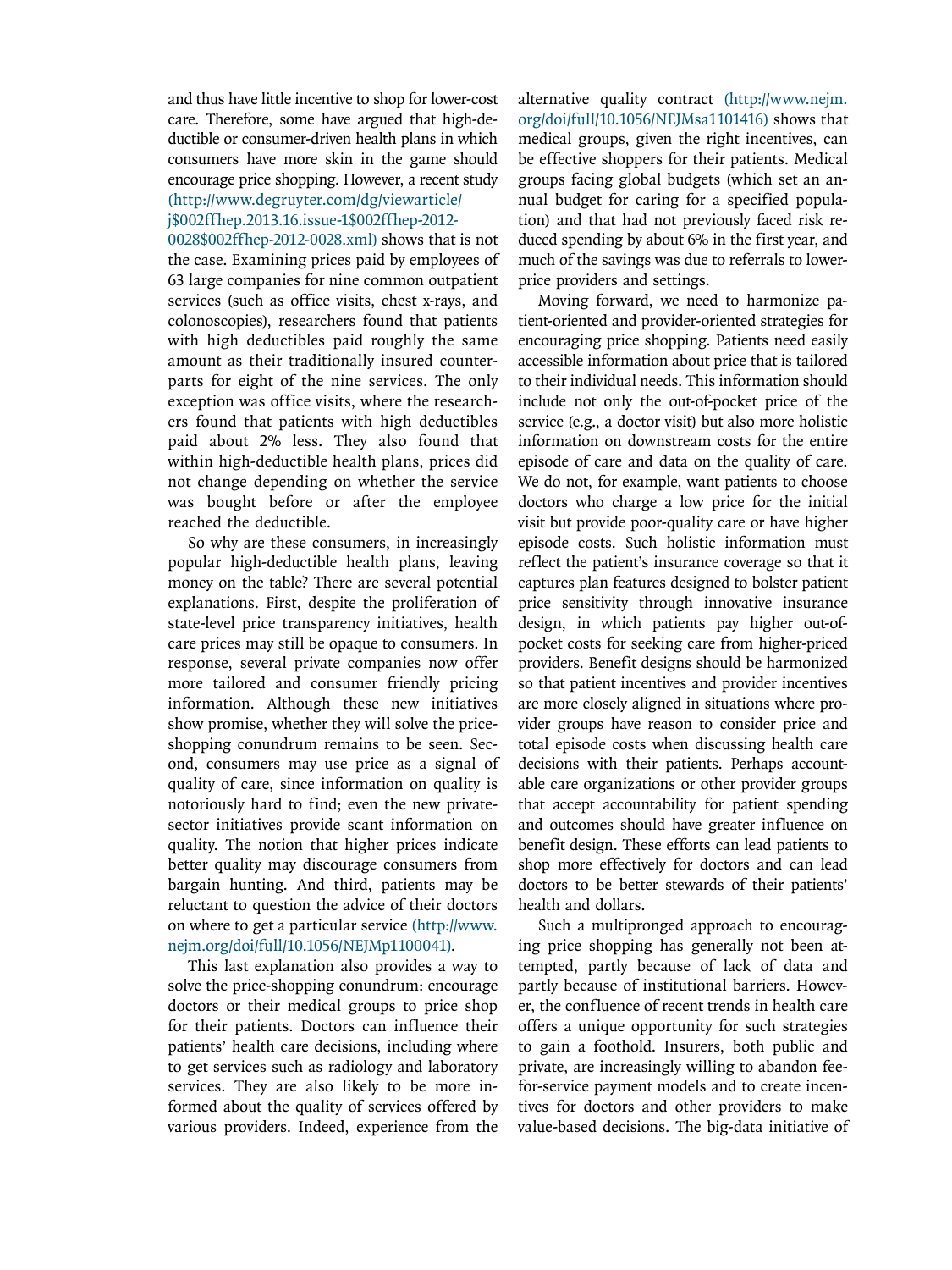and thus have little incentive to shop for lower-cost care. Therefore, some have argued that high-deductible or consumer-driven health plans in which consumers have more skin in the game should encourage price shopping. However, a recent study (http://www.degruyter.com/dg/viewarticle/j$002ffhep.2013.16.issue-1$002ffhep-2012-0028$002ffhep-2012-0028.xml) shows that is not the case. Examining prices paid by employees of 63 large companies for nine common outpatient services (such as office visits, chest x-rays, and colonoscopies), researchers found that patients with high deductibles paid roughly the same amount as their traditionally insured counterparts for eight of the nine services. The only exception was office visits, where the researchers found that patients with high deductibles paid about 2% less. They also found that within high-deductible health plans, prices did not change depending on whether the service was bought before or after the employee reached the deductible.

So why are these consumers, in increasingly popular high-deductible health plans, leaving money on the table? There are several potential explanations. First, despite the proliferation of state-level price transparency initiatives, health care prices may still be opaque to consumers. In response, several private companies now offer more tailored and consumer friendly pricing information. Although these new initiatives show promise, whether they will solve the price-shopping conundrum remains to be seen. Second, consumers may use price as a signal of quality of care, since information on quality is notoriously hard to find; even the new private-sector initiatives provide scant information on quality. The notion that higher prices indicate better quality may discourage consumers from bargain hunting. And third, patients may be reluctant to question the advice of their doctors on where to get a particular service (http://www.nejm.org/doi/full/10.1056/NEJMp1100041).

This last explanation also provides a way to solve the price-shopping conundrum: encourage doctors or their medical groups to price shop for their patients. Doctors can influence their patients' health care decisions, including where to get services such as radiology and laboratory services. They are also likely to be more informed about the quality of services offered by various providers. Indeed, experience from the alternative quality contract (http://www.nejm.org/doi/full/10.1056/NEJMsa1101416) shows that medical groups, given the right incentives, can be effective shoppers for their patients. Medical groups facing global budgets (which set an annual budget for caring for a specified population) and that had not previously faced risk reduced spending by about 6% in the first year, and much of the savings was due to referrals to lower-price providers and settings.

Moving forward, we need to harmonize patient-oriented and provider-oriented strategies for encouraging price shopping. Patients need easily accessible information about price that is tailored to their individual needs. This information should include not only the out-of-pocket price of the service (e.g., a doctor visit) but also more holistic information on downstream costs for the entire episode of care and data on the quality of care. We do not, for example, want patients to choose doctors who charge a low price for the initial visit but provide poor-quality care or have higher episode costs. Such holistic information must reflect the patient's insurance coverage so that it captures plan features designed to bolster patient price sensitivity through innovative insurance design, in which patients pay higher out-of-pocket costs for seeking care from higher-priced providers. Benefit designs should be harmonized so that patient incentives and provider incentives are more closely aligned in situations where provider groups have reason to consider price and total episode costs when discussing health care decisions with their patients. Perhaps accountable care organizations or other provider groups that accept accountability for patient spending and outcomes should have greater influence on benefit design. These efforts can lead patients to shop more effectively for doctors and can lead doctors to be better stewards of their patients' health and dollars.

Such a multipronged approach to encouraging price shopping has generally not been attempted, partly because of lack of data and partly because of institutional barriers. However, the confluence of recent trends in health care offers a unique opportunity for such strategies to gain a foothold. Insurers, both public and private, are increasingly willing to abandon fee-for-service payment models and to create incentives for doctors and other providers to make value-based decisions. The big-data initiative of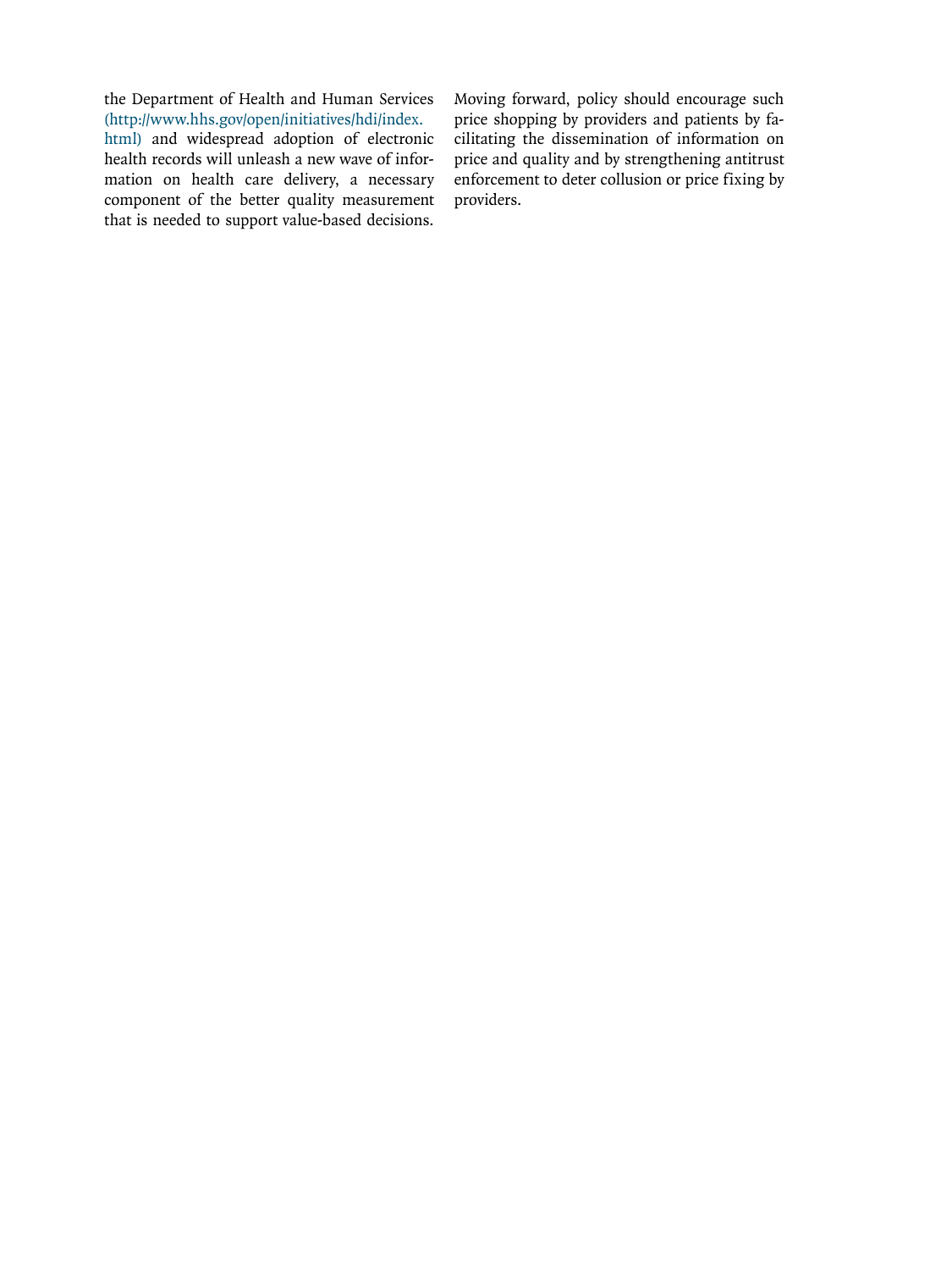the Department of Health and Human Services (http://www.hhs.gov/open/initiatives/hdi/index.html) and widespread adoption of electronic health records will unleash a new wave of information on health care delivery, a necessary component of the better quality measurement that is needed to support value-based decisions. Moving forward, policy should encourage such price shopping by providers and patients by facilitating the dissemination of information on price and quality and by strengthening antitrust enforcement to deter collusion or price fixing by providers.